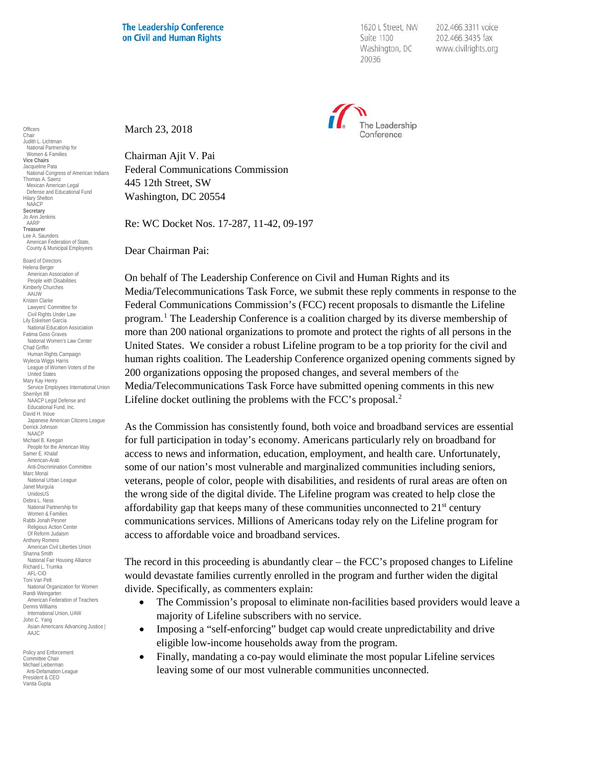The Leadership Conference on Civil and Human Rights

1620 L Street, NW
Suite 1100
Washington, DC
20036

202.466.3311 voice
202.466.3435 fax
www.civilrights.org

The Leadership Conference

Officers
Chair
Judith L. Lichtman
National Partnership for Women & Families
**Vice Chairs**
Jacqueline Pata
National Congress of American Indians
Thomas A. Saenz
Mexican American Legal Defense and Educational Fund
Hilary Shelton
NAACP
**Secretary**
Jo Ann Jenkins
AARP
**Treasurer**
Lee A. Saunders
American Federation of State, County & Municipal Employees

Board of Directors
Helena Berger
American Association of People with Disabilities
Kimberly Churches
AAUW
Kristen Clarke
Lawyers' Committee for Civil Rights Under Law
Lily Eskelsen García
National Education Association
Fatima Goss Graves
National Women's Law Center
Chad Griffin
Human Rights Campaign
Wylecia Wiggs Harris
League of Women Voters of the United States
Mary Kay Henry
Service Employees International Union
Sherrilyn Ifill
NAACP Legal Defense and Educational Fund, Inc.
David H. Inoue
Japanese American Citizens League
Derrick Johnson
NAACP
Michael B. Keegan
People for the American Way
Samer E. Khalaf
American-Arab Anti-Discrimination Committee
Marc Morial
National Urban League
Janet Murguía
UnidosUS
Debra L. Ness
National Partnership for Women & Families
Rabbi Jonah Pesner
Religious Action Center Of Reform Judaism
Anthony Romero
American Civil Liberties Union
Shanna Smith
National Fair Housing Alliance
Richard L. Trumka
AFL-CIO
Toni Van Pelt
National Organization for Women
Randi Weingarten
American Federation of Teachers
Dennis Williams
International Union, UAW
John C. Yang
Asian Americans Advancing Justice | AAJC

Policy and Enforcement Committee Chair
Michael Lieberman
Anti-Defamation League
President & CEO
Vanita Gupta

March 23, 2018

Chairman Ajit V. Pai
Federal Communications Commission
445 12th Street, SW
Washington, DC 20554

Re: WC Docket Nos. 17-287, 11-42, 09-197

Dear Chairman Pai:

On behalf of The Leadership Conference on Civil and Human Rights and its Media/Telecommunications Task Force, we submit these reply comments in response to the Federal Communications Commission's (FCC) recent proposals to dismantle the Lifeline program.[1] The Leadership Conference is a coalition charged by its diverse membership of more than 200 national organizations to promote and protect the rights of all persons in the United States. We consider a robust Lifeline program to be a top priority for the civil and human rights coalition. The Leadership Conference organized opening comments signed by 200 organizations opposing the proposed changes, and several members of the Media/Telecommunications Task Force have submitted opening comments in this new Lifeline docket outlining the problems with the FCC's proposal.[2]

As the Commission has consistently found, both voice and broadband services are essential for full participation in today's economy. Americans particularly rely on broadband for access to news and information, education, employment, and health care. Unfortunately, some of our nation's most vulnerable and marginalized communities including seniors, veterans, people of color, people with disabilities, and residents of rural areas are often on the wrong side of the digital divide. The Lifeline program was created to help close the affordability gap that keeps many of these communities unconnected to 21st century communications services. Millions of Americans today rely on the Lifeline program for access to affordable voice and broadband services.

The record in this proceeding is abundantly clear – the FCC's proposed changes to Lifeline would devastate families currently enrolled in the program and further widen the digital divide. Specifically, as commenters explain:

- The Commission's proposal to eliminate non-facilities based providers would leave a majority of Lifeline subscribers with no service.
- Imposing a "self-enforcing" budget cap would create unpredictability and drive eligible low-income households away from the program.
- Finally, mandating a co-pay would eliminate the most popular Lifeline services leaving some of our most vulnerable communities unconnected.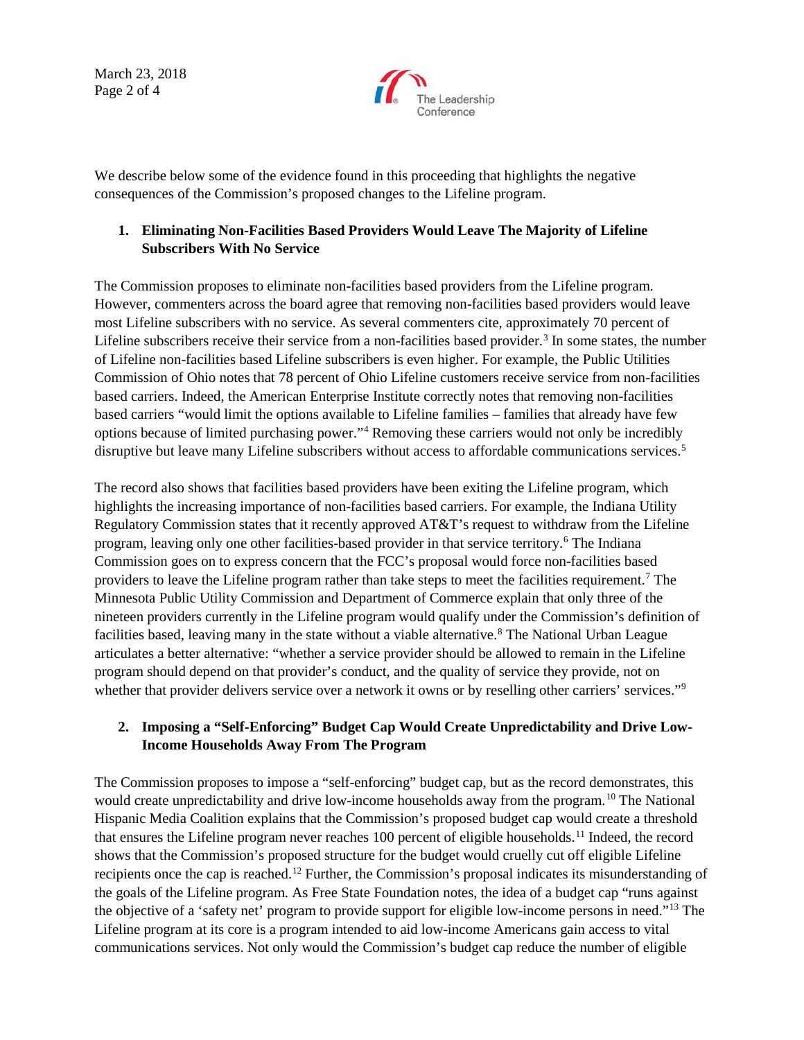We describe below some of the evidence found in this proceeding that highlights the negative consequences of the Commission's proposed changes to the Lifeline program.

**1. Eliminating Non-Facilities Based Providers Would Leave The Majority of Lifeline Subscribers With No Service**

The Commission proposes to eliminate non-facilities based providers from the Lifeline program. However, commenters across the board agree that removing non-facilities based providers would leave most Lifeline subscribers with no service. As several commenters cite, approximately 70 percent of Lifeline subscribers receive their service from a non-facilities based provider.[3] In some states, the number of Lifeline non-facilities based Lifeline subscribers is even higher. For example, the Public Utilities Commission of Ohio notes that 78 percent of Ohio Lifeline customers receive service from non-facilities based carriers. Indeed, the American Enterprise Institute correctly notes that removing non-facilities based carriers "would limit the options available to Lifeline families – families that already have few options because of limited purchasing power."[4] Removing these carriers would not only be incredibly disruptive but leave many Lifeline subscribers without access to affordable communications services.[5]

The record also shows that facilities based providers have been exiting the Lifeline program, which highlights the increasing importance of non-facilities based carriers. For example, the Indiana Utility Regulatory Commission states that it recently approved AT&T's request to withdraw from the Lifeline program, leaving only one other facilities-based provider in that service territory.[6] The Indiana Commission goes on to express concern that the FCC's proposal would force non-facilities based providers to leave the Lifeline program rather than take steps to meet the facilities requirement.[7] The Minnesota Public Utility Commission and Department of Commerce explain that only three of the nineteen providers currently in the Lifeline program would qualify under the Commission's definition of facilities based, leaving many in the state without a viable alternative.[8] The National Urban League articulates a better alternative: "whether a service provider should be allowed to remain in the Lifeline program should depend on that provider's conduct, and the quality of service they provide, not on whether that provider delivers service over a network it owns or by reselling other carriers' services."[9]

**2. Imposing a "Self-Enforcing" Budget Cap Would Create Unpredictability and Drive Low-Income Households Away From The Program**

The Commission proposes to impose a "self-enforcing" budget cap, but as the record demonstrates, this would create unpredictability and drive low-income households away from the program.[10] The National Hispanic Media Coalition explains that the Commission's proposed budget cap would create a threshold that ensures the Lifeline program never reaches 100 percent of eligible households.[11] Indeed, the record shows that the Commission's proposed structure for the budget would cruelly cut off eligible Lifeline recipients once the cap is reached.[12] Further, the Commission's proposal indicates its misunderstanding of the goals of the Lifeline program. As Free State Foundation notes, the idea of a budget cap "runs against the objective of a 'safety net' program to provide support for eligible low-income persons in need."[13] The Lifeline program at its core is a program intended to aid low-income Americans gain access to vital communications services. Not only would the Commission's budget cap reduce the number of eligible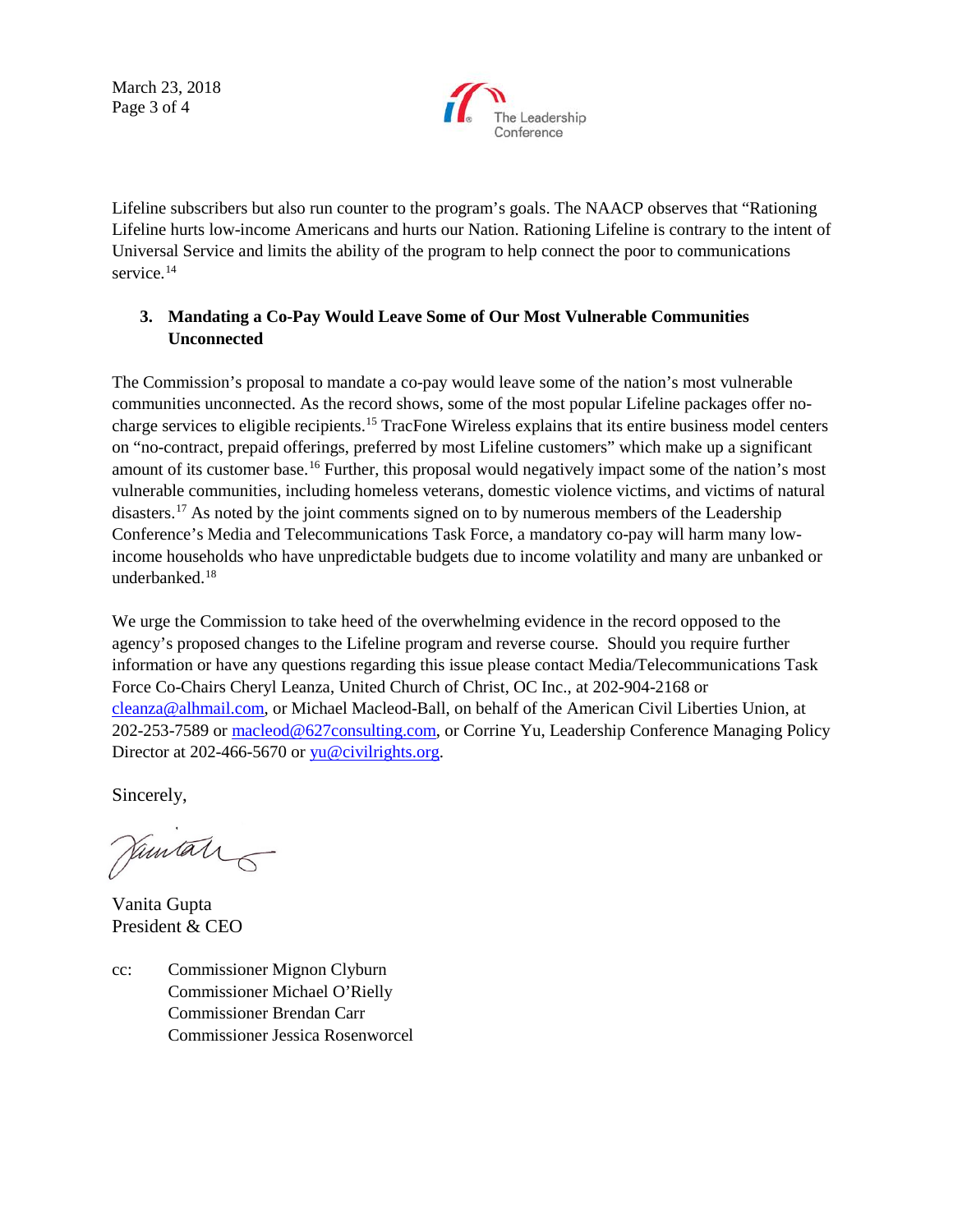Lifeline subscribers but also run counter to the program's goals. The NAACP observes that "Rationing Lifeline hurts low-income Americans and hurts our Nation. Rationing Lifeline is contrary to the intent of Universal Service and limits the ability of the program to help connect the poor to communications service.[14]

3. **Mandating a Co-Pay Would Leave Some of Our Most Vulnerable Communities Unconnected**

The Commission's proposal to mandate a co-pay would leave some of the nation's most vulnerable communities unconnected. As the record shows, some of the most popular Lifeline packages offer no-charge services to eligible recipients.[15] TracFone Wireless explains that its entire business model centers on "no-contract, prepaid offerings, preferred by most Lifeline customers" which make up a significant amount of its customer base.[16] Further, this proposal would negatively impact some of the nation's most vulnerable communities, including homeless veterans, domestic violence victims, and victims of natural disasters.[17] As noted by the joint comments signed on to by numerous members of the Leadership Conference's Media and Telecommunications Task Force, a mandatory co-pay will harm many low-income households who have unpredictable budgets due to income volatility and many are unbanked or underbanked.[18]

We urge the Commission to take heed of the overwhelming evidence in the record opposed to the agency's proposed changes to the Lifeline program and reverse course. Should you require further information or have any questions regarding this issue please contact Media/Telecommunications Task Force Co-Chairs Cheryl Leanza, United Church of Christ, OC Inc., at 202-904-2168 or cleanza@alhmail.com, or Michael Macleod-Ball, on behalf of the American Civil Liberties Union, at 202-253-7589 or macleod@627consulting.com, or Corrine Yu, Leadership Conference Managing Policy Director at 202-466-5670 or yu@civilrights.org.

Sincerely,

Vanita Gupta
President & CEO

cc: Commissioner Mignon Clyburn
Commissioner Michael O'Rielly
Commissioner Brendan Carr
Commissioner Jessica Rosenworcel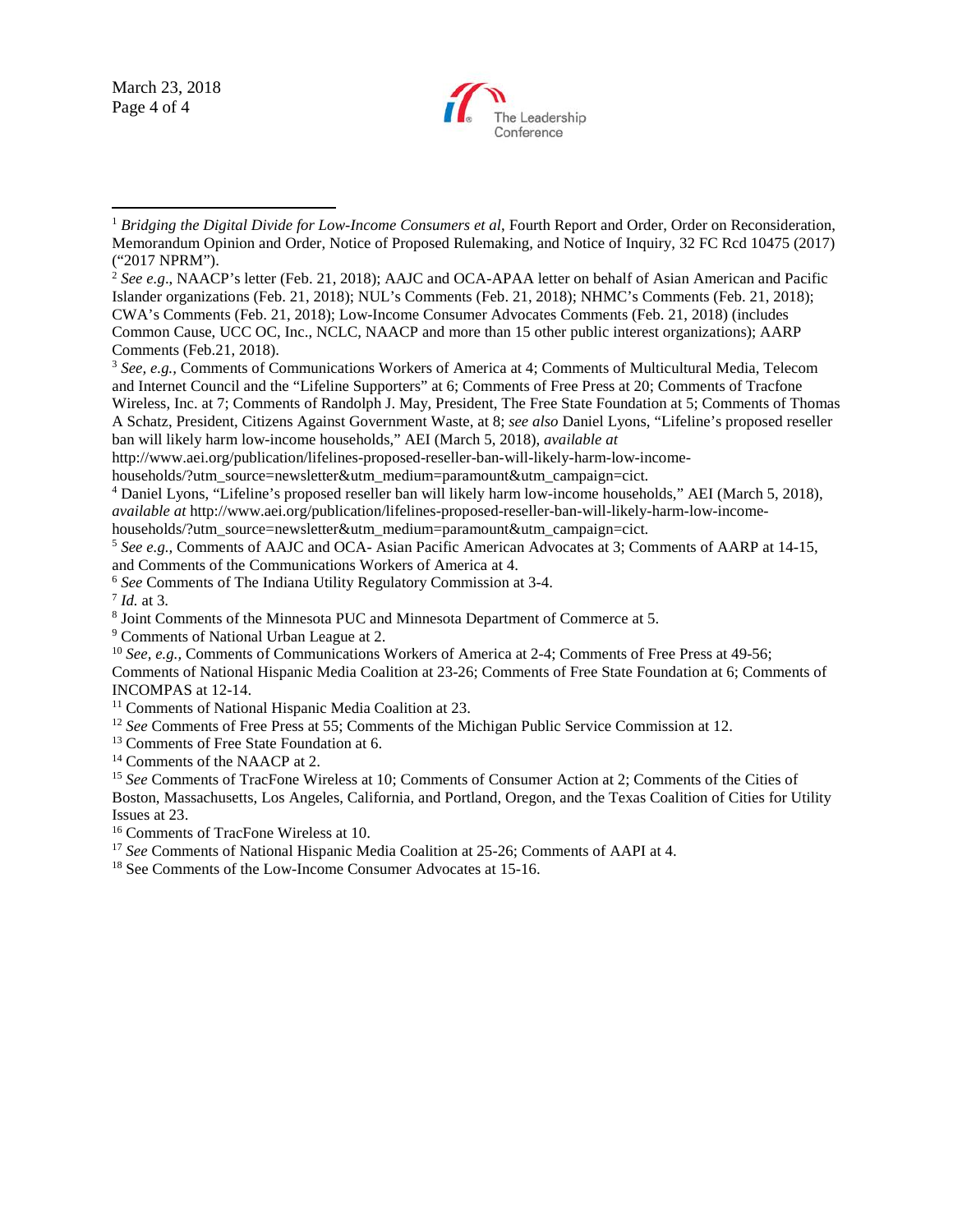[1] *Bridging the Digital Divide for Low-Income Consumers et al*, Fourth Report and Order, Order on Reconsideration, Memorandum Opinion and Order, Notice of Proposed Rulemaking, and Notice of Inquiry, 32 FC Rcd 10475 (2017) ("2017 NPRM").

[2] *See e.g*., NAACP's letter (Feb. 21, 2018); AAJC and OCA-APAA letter on behalf of Asian American and Pacific Islander organizations (Feb. 21, 2018); NUL's Comments (Feb. 21, 2018); NHMC's Comments (Feb. 21, 2018); CWA's Comments (Feb. 21, 2018); Low-Income Consumer Advocates Comments (Feb. 21, 2018) (includes Common Cause, UCC OC, Inc., NCLC, NAACP and more than 15 other public interest organizations); AARP Comments (Feb.21, 2018).

[3] *See, e.g.,* Comments of Communications Workers of America at 4; Comments of Multicultural Media, Telecom and Internet Council and the "Lifeline Supporters" at 6; Comments of Free Press at 20; Comments of Tracfone Wireless, Inc. at 7; Comments of Randolph J. May, President, The Free State Foundation at 5; Comments of Thomas A Schatz, President, Citizens Against Government Waste, at 8; *see also* Daniel Lyons, "Lifeline's proposed reseller ban will likely harm low-income households," AEI (March 5, 2018), *available at* http://www.aei.org/publication/lifelines-proposed-reseller-ban-will-likely-harm-low-income-households/?utm_source=newsletter&utm_medium=paramount&utm_campaign=cict.

[4] Daniel Lyons, "Lifeline's proposed reseller ban will likely harm low-income households," AEI (March 5, 2018), *available at* http://www.aei.org/publication/lifelines-proposed-reseller-ban-will-likely-harm-low-income-households/?utm_source=newsletter&utm_medium=paramount&utm_campaign=cict.

[5] *See e.g.,* Comments of AAJC and OCA- Asian Pacific American Advocates at 3; Comments of AARP at 14-15, and Comments of the Communications Workers of America at 4.

[6] *See* Comments of The Indiana Utility Regulatory Commission at 3-4.

[7] *Id.* at 3.

[8] Joint Comments of the Minnesota PUC and Minnesota Department of Commerce at 5.

[9] Comments of National Urban League at 2.

[10] *See, e.g.,* Comments of Communications Workers of America at 2-4; Comments of Free Press at 49-56; Comments of National Hispanic Media Coalition at 23-26; Comments of Free State Foundation at 6; Comments of INCOMPAS at 12-14.

[11] Comments of National Hispanic Media Coalition at 23.

[12] *See* Comments of Free Press at 55; Comments of the Michigan Public Service Commission at 12.

[13] Comments of Free State Foundation at 6.

[14] Comments of the NAACP at 2.

[15] *See* Comments of TracFone Wireless at 10; Comments of Consumer Action at 2; Comments of the Cities of Boston, Massachusetts, Los Angeles, California, and Portland, Oregon, and the Texas Coalition of Cities for Utility Issues at 23.

[16] Comments of TracFone Wireless at 10.

[17] *See* Comments of National Hispanic Media Coalition at 25-26; Comments of AAPI at 4.

[18] See Comments of the Low-Income Consumer Advocates at 15-16.